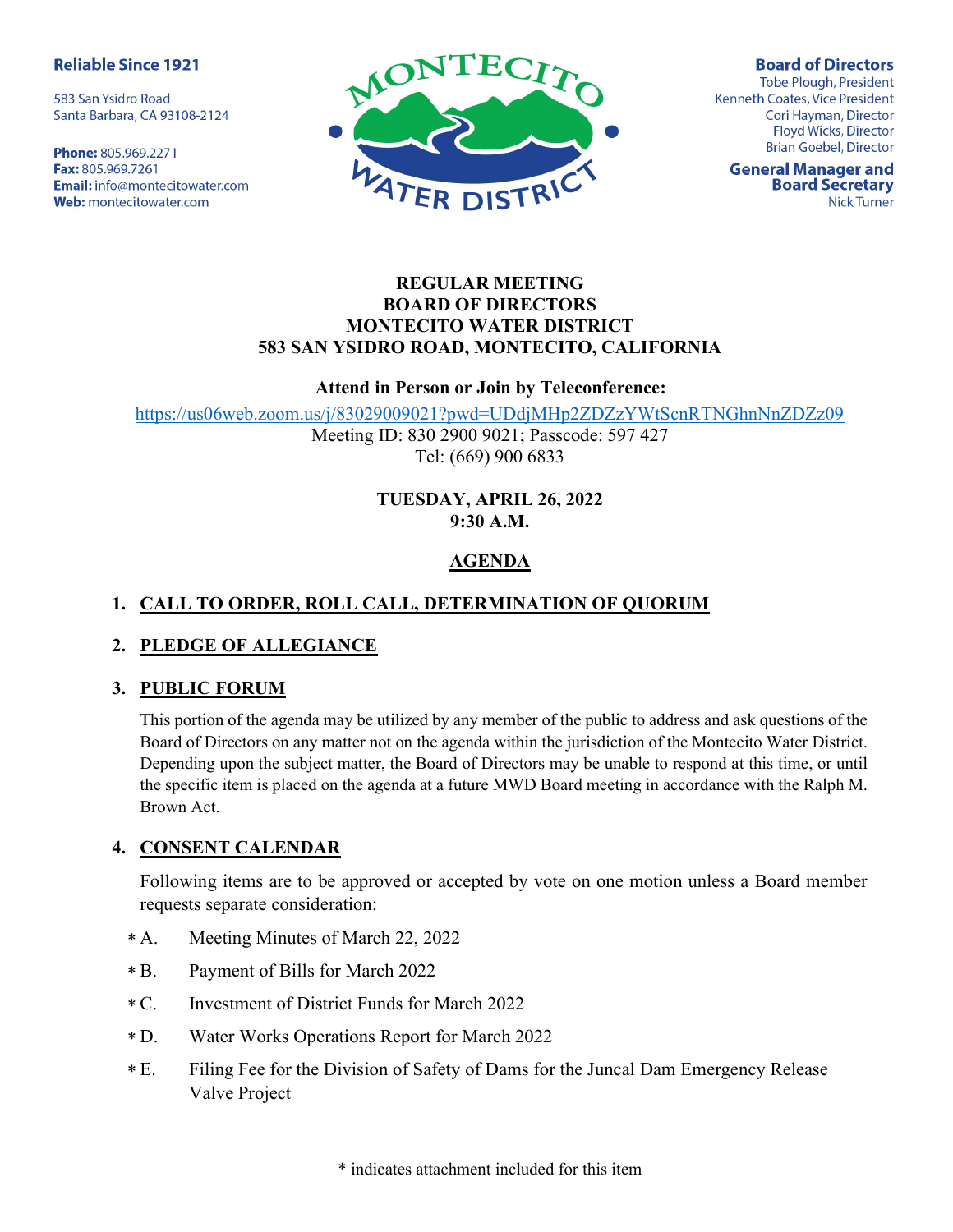**Reliable Since 1921**

583 San Ysidro Road
Santa Barbara, CA 93108-2124

**Phone:** 805.969.2271
**Fax:** 805.969.7261
**Email:** info@montecitowater.com
**Web:** montecitowater.com

MONTECITO WATER DISTRICT

**Board of Directors**
Tobe Plough, President
Kenneth Coates, Vice President
Cori Hayman, Director
Floyd Wicks, Director
Brian Goebel, Director

**General Manager and Board Secretary**
Nick Turner

**REGULAR MEETING**
**BOARD OF DIRECTORS**
**MONTECITO WATER DISTRICT**
**583 SAN YSIDRO ROAD, MONTECITO, CALIFORNIA**

**Attend in Person or Join by Teleconference:**

https://us06web.zoom.us/j/83029009021?pwd=UDdjMHp2ZDZzYWtScnRTNGhnNnZDZz09
Meeting ID: 830 2900 9021; Passcode: 597 427
Tel: (669) 900 6833

**TUESDAY, APRIL 26, 2022**
**9:30 A.M.**

## AGENDA

### 1. CALL TO ORDER, ROLL CALL, DETERMINATION OF QUORUM

### 2. PLEDGE OF ALLEGIANCE

### 3. PUBLIC FORUM

This portion of the agenda may be utilized by any member of the public to address and ask questions of the Board of Directors on any matter not on the agenda within the jurisdiction of the Montecito Water District. Depending upon the subject matter, the Board of Directors may be unable to respond at this time, or until the specific item is placed on the agenda at a future MWD Board meeting in accordance with the Ralph M. Brown Act.

### 4. CONSENT CALENDAR

Following items are to be approved or accepted by vote on one motion unless a Board member requests separate consideration:

- * A. Meeting Minutes of March 22, 2022
- * B. Payment of Bills for March 2022
- * C. Investment of District Funds for March 2022
- * D. Water Works Operations Report for March 2022
- * E. Filing Fee for the Division of Safety of Dams for the Juncal Dam Emergency Release Valve Project

\* indicates attachment included for this item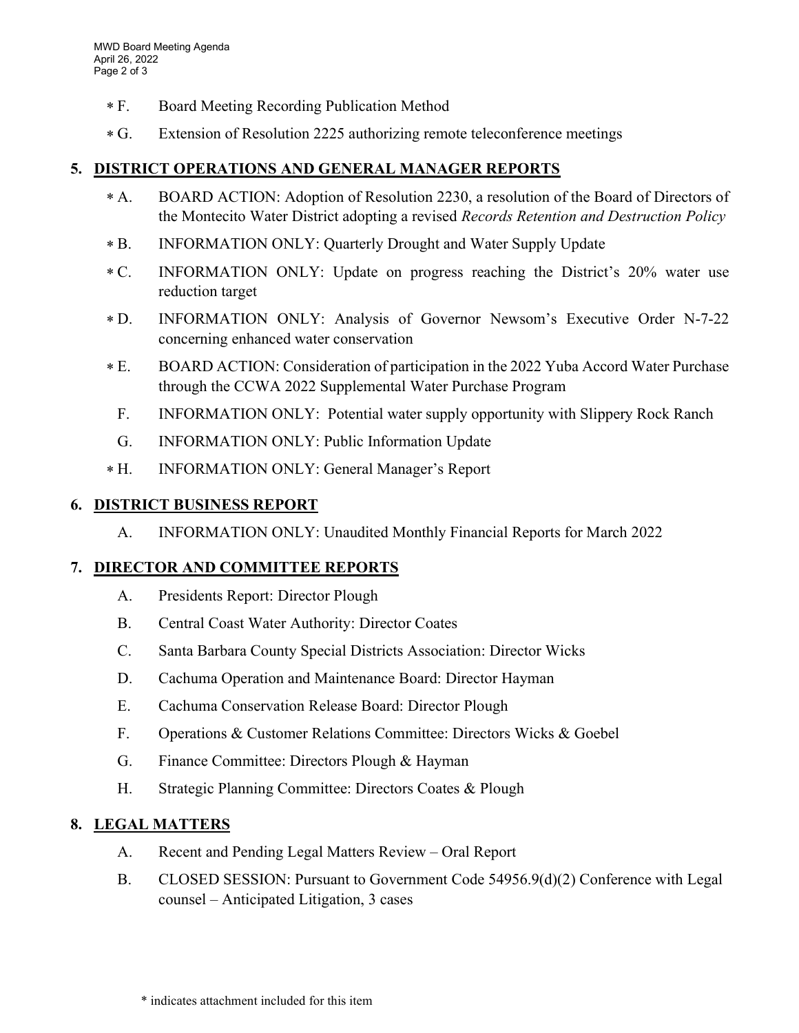- ∗ F. Board Meeting Recording Publication Method
- ∗ G. Extension of Resolution 2225 authorizing remote teleconference meetings

## 5. DISTRICT OPERATIONS AND GENERAL MANAGER REPORTS

- ∗ A. BOARD ACTION: Adoption of Resolution 2230, a resolution of the Board of Directors of the Montecito Water District adopting a revised *Records Retention and Destruction Policy*
- ∗ B. INFORMATION ONLY: Quarterly Drought and Water Supply Update
- ∗ C. INFORMATION ONLY: Update on progress reaching the District's 20% water use reduction target
- ∗ D. INFORMATION ONLY: Analysis of Governor Newsom's Executive Order N-7-22 concerning enhanced water conservation
- ∗ E. BOARD ACTION: Consideration of participation in the 2022 Yuba Accord Water Purchase through the CCWA 2022 Supplemental Water Purchase Program
- F. INFORMATION ONLY: Potential water supply opportunity with Slippery Rock Ranch
- G. INFORMATION ONLY: Public Information Update
- ∗ H. INFORMATION ONLY: General Manager's Report

## 6. DISTRICT BUSINESS REPORT

- A. INFORMATION ONLY: Unaudited Monthly Financial Reports for March 2022

## 7. DIRECTOR AND COMMITTEE REPORTS

- A. Presidents Report: Director Plough
- B. Central Coast Water Authority: Director Coates
- C. Santa Barbara County Special Districts Association: Director Wicks
- D. Cachuma Operation and Maintenance Board: Director Hayman
- E. Cachuma Conservation Release Board: Director Plough
- F. Operations & Customer Relations Committee: Directors Wicks & Goebel
- G. Finance Committee: Directors Plough & Hayman
- H. Strategic Planning Committee: Directors Coates & Plough

## 8. LEGAL MATTERS

- A. Recent and Pending Legal Matters Review – Oral Report
- B. CLOSED SESSION: Pursuant to Government Code 54956.9(d)(2) Conference with Legal counsel – Anticipated Litigation, 3 cases

\* indicates attachment included for this item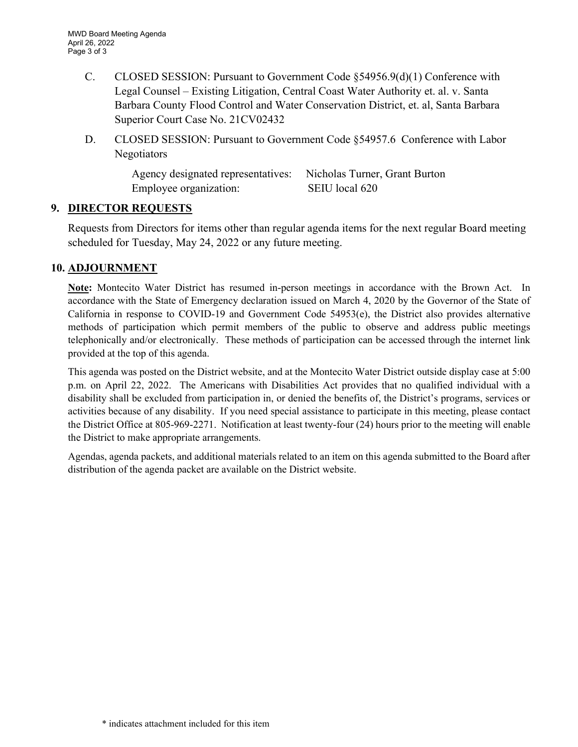C. CLOSED SESSION: Pursuant to Government Code §54956.9(d)(1) Conference with Legal Counsel – Existing Litigation, Central Coast Water Authority et. al. v. Santa Barbara County Flood Control and Water Conservation District, et. al, Santa Barbara Superior Court Case No. 21CV02432

D. CLOSED SESSION: Pursuant to Government Code §54957.6 Conference with Labor Negotiators

| | |
|---|---|
| Agency designated representatives: | Nicholas Turner, Grant Burton |
| Employee organization: | SEIU local 620 |

## 9. DIRECTOR REQUESTS

Requests from Directors for items other than regular agenda items for the next regular Board meeting scheduled for Tuesday, May 24, 2022 or any future meeting.

## 10. ADJOURNMENT

**Note:** Montecito Water District has resumed in-person meetings in accordance with the Brown Act. In accordance with the State of Emergency declaration issued on March 4, 2020 by the Governor of the State of California in response to COVID-19 and Government Code 54953(e), the District also provides alternative methods of participation which permit members of the public to observe and address public meetings telephonically and/or electronically. These methods of participation can be accessed through the internet link provided at the top of this agenda.

This agenda was posted on the District website, and at the Montecito Water District outside display case at 5:00 p.m. on April 22, 2022. The Americans with Disabilities Act provides that no qualified individual with a disability shall be excluded from participation in, or denied the benefits of, the District's programs, services or activities because of any disability. If you need special assistance to participate in this meeting, please contact the District Office at 805-969-2271. Notification at least twenty-four (24) hours prior to the meeting will enable the District to make appropriate arrangements.

Agendas, agenda packets, and additional materials related to an item on this agenda submitted to the Board after distribution of the agenda packet are available on the District website.

* indicates attachment included for this item